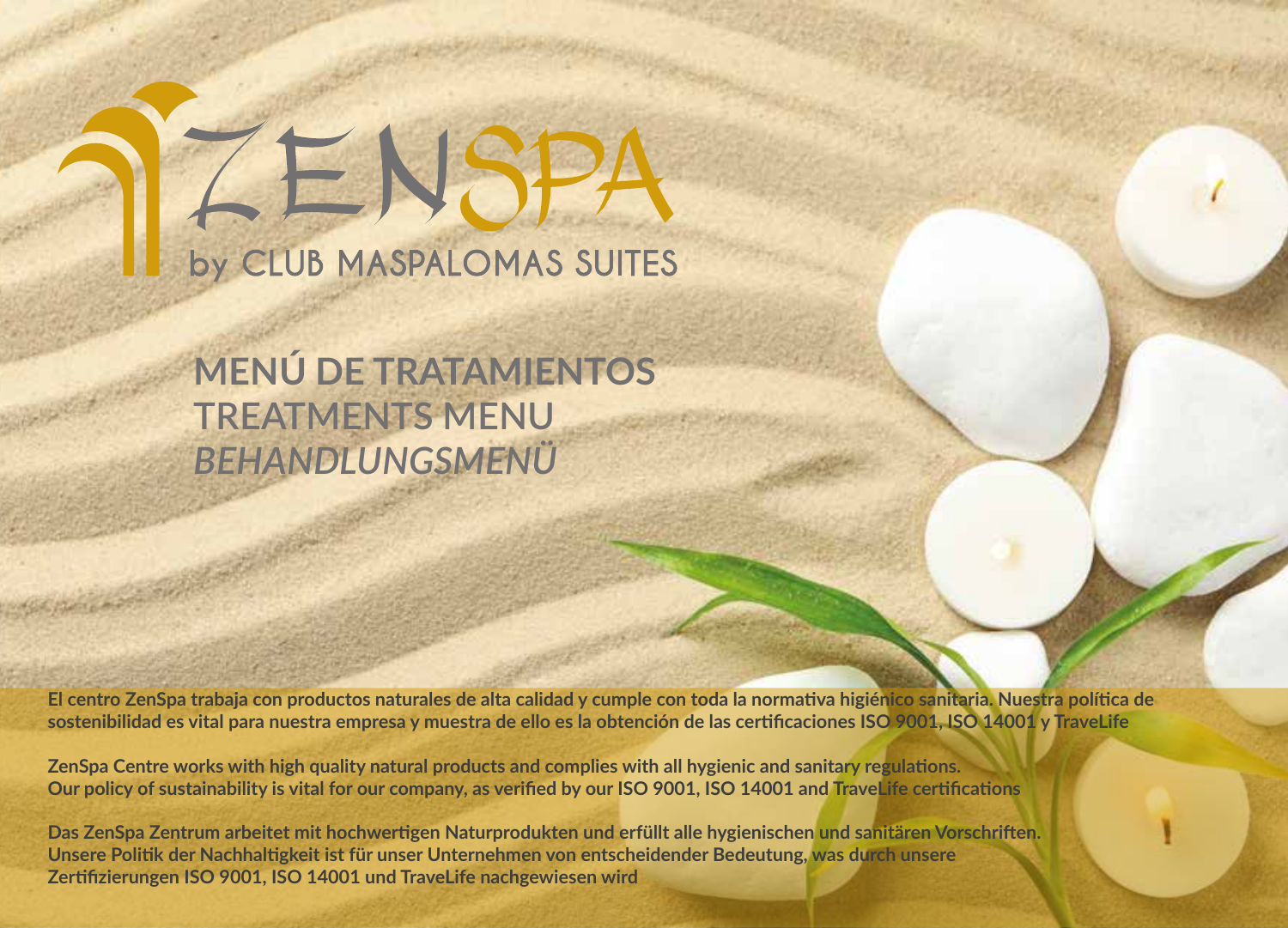# ZENSPA

by CLUB MASPALOMAS SUITES

## MENÚ DE TRATAMIENTOS
## TREATMENTS MENU
## *BEHANDLUNGSMENÜ*

**El centro ZenSpa trabaja con productos naturales de alta calidad y cumple con toda la normativa higiénico sanitaria. Nuestra política de sostenibilidad es vital para nuestra empresa y muestra de ello es la obtención de las certificaciones ISO 9001, ISO 14001 y TraveLife**

**ZenSpa Centre works with high quality natural products and complies with all hygienic and sanitary regulations. Our policy of sustainability is vital for our company, as verified by our ISO 9001, ISO 14001 and TraveLife certifications**

**Das ZenSpa Zentrum arbeitet mit hochwertigen Naturprodukten und erfüllt alle hygienischen und sanitären Vorschriften. Unsere Politik der Nachhaltigkeit ist für unser Unternehmen von entscheidender Bedeutung, was durch unsere Zertifizierungen ISO 9001, ISO 14001 und TraveLife nachgewiesen wird**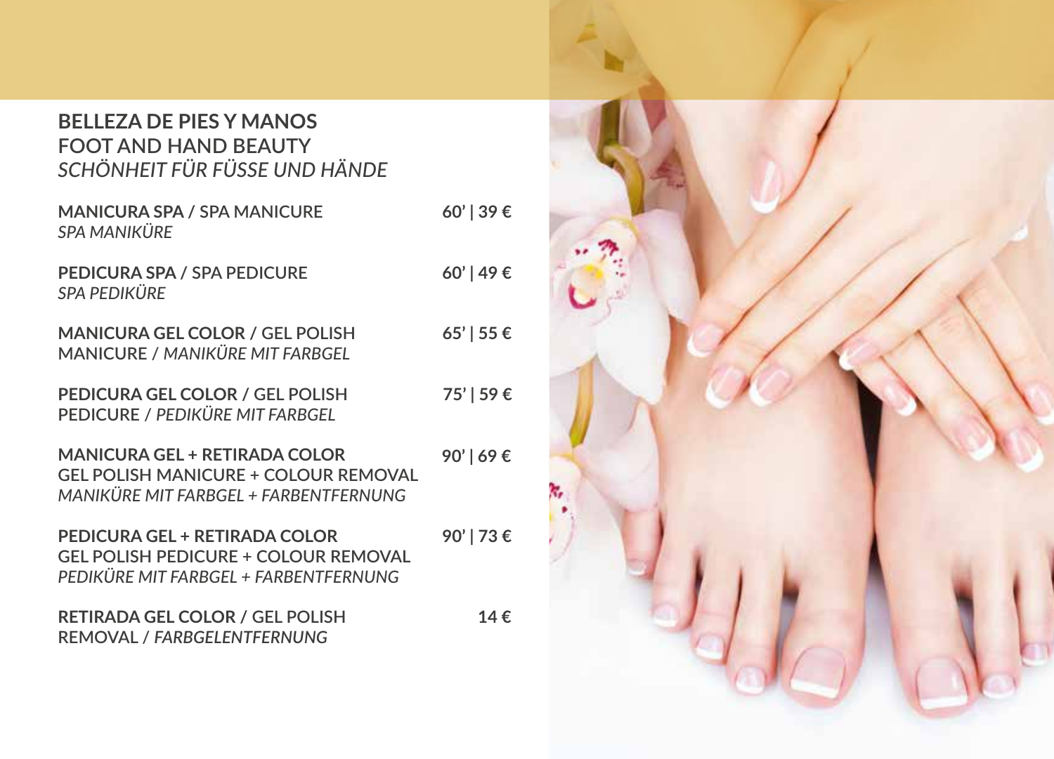## BELLEZA DE PIES Y MANOS
## FOOT AND HAND BEAUTY
## *SCHÖNHEIT FÜR FÜSSE UND HÄNDE*

**MANICURA SPA** / SPA MANICURE — **60' | 39 €**
*SPA MANIKÜRE*

**PEDICURA SPA** / SPA PEDICURE — **60' | 49 €**
*SPA PEDIKÜRE*

**MANICURA GEL COLOR** / GEL POLISH MANICURE / *MANIKÜRE MIT FARBGEL* — **65' | 55 €**

**PEDICURA GEL COLOR** / GEL POLISH PEDICURE / *PEDIKÜRE MIT FARBGEL* — **75' | 59 €**

**MANICURA GEL + RETIRADA COLOR** — **90' | 69 €**
GEL POLISH MANICURE + COLOUR REMOVAL
*MANIKÜRE MIT FARBGEL + FARBENTFERNUNG*

**PEDICURA GEL + RETIRADA COLOR** — **90' | 73 €**
GEL POLISH PEDICURE + COLOUR REMOVAL
*PEDIKÜRE MIT FARBGEL + FARBENTFERNUNG*

**RETIRADA GEL COLOR** / GEL POLISH REMOVAL / *FARBGELENTFERNUNG* — **14 €**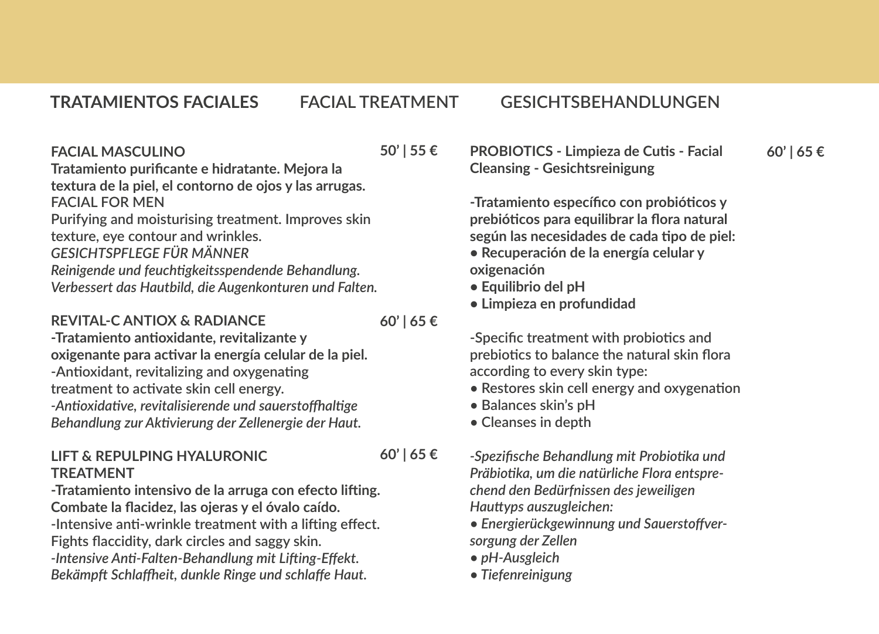## TRATAMIENTOS FACIALES — FACIAL TREATMENT — GESICHTSBEHANDLUNGEN

**FACIAL MASCULINO** — **50' | 55 €**

**Tratamiento purificante e hidratante. Mejora la textura de la piel, el contorno de ojos y las arrugas.**

FACIAL FOR MEN

Purifying and moisturising treatment. Improves skin texture, eye contour and wrinkles.

*GESICHTSPFLEGE FÜR MÄNNER*

*Reinigende und feuchtigkeitsspendende Behandlung. Verbessert das Hautbild, die Augenkonturen und Falten.*

**REVITAL-C ANTIOX & RADIANCE** — **60' | 65 €**

**-Tratamiento antioxidante, revitalizante y oxigenante para activar la energía celular de la piel.**

-Antioxidant, revitalizing and oxygenating treatment to activate skin cell energy.

*-Antioxidative, revitalisierende und sauerstoffhaltige Behandlung zur Aktivierung der Zellenergie der Haut.*

**LIFT & REPULPING HYALURONIC TREATMENT** — **60' | 65 €**

**-Tratamiento intensivo de la arruga con efecto lifting. Combate la flacidez, las ojeras y el óvalo caído.**

-Intensive anti-wrinkle treatment with a lifting effect. Fights flaccidity, dark circles and saggy skin.

*-Intensive Anti-Falten-Behandlung mit Lifting-Effekt. Bekämpft Schlaffheit, dunkle Ringe und schlaffe Haut.*

**PROBIOTICS - Limpieza de Cutis - Facial Cleansing - Gesichtsreinigung** — **60' | 65 €**

**-Tratamiento específico con probióticos y prebióticos para equilibrar la flora natural según las necesidades de cada tipo de piel:**

- **Recuperación de la energía celular y oxigenación**
- **Equilibrio del pH**
- **Limpieza en profundidad**

-Specific treatment with probiotics and prebiotics to balance the natural skin flora according to every skin type:

- Restores skin cell energy and oxygenation
- Balances skin's pH
- Cleanses in depth

*-Spezifische Behandlung mit Probiotika und Präbiotika, um die natürliche Flora entsprechend den Bedürfnissen des jeweiligen Hauttyps auszugleichen:*

- *Energierückgewinnung und Sauerstoffversorgung der Zellen*
- *pH-Ausgleich*
- *Tiefenreinigung*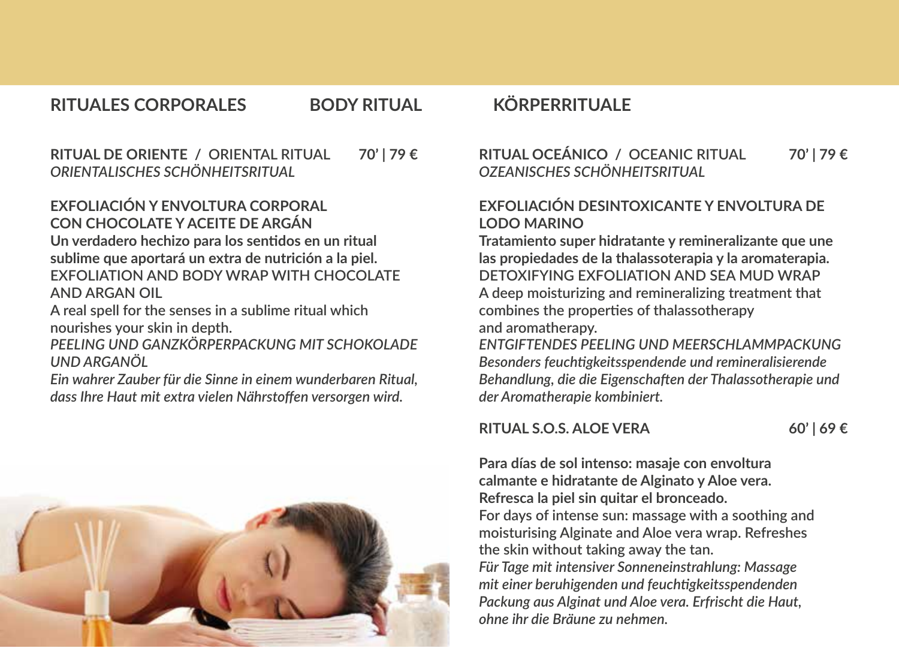## RITUALES CORPORALES — BODY RITUAL — KÖRPERRITUALE

### RITUAL DE ORIENTE / ORIENTAL RITUAL — 70' | 79 €
*ORIENTALISCHES SCHÖNHEITSRITUAL*

**EXFOLIACIÓN Y ENVOLTURA CORPORAL CON CHOCOLATE Y ACEITE DE ARGÁN**
**Un verdadero hechizo para los sentidos en un ritual sublime que aportará un extra de nutrición a la piel.**
EXFOLIATION AND BODY WRAP WITH CHOCOLATE AND ARGAN OIL
A real spell for the senses in a sublime ritual which nourishes your skin in depth.
*PEELING UND GANZKÖRPERPACKUNG MIT SCHOKOLADE UND ARGANÖL*
*Ein wahrer Zauber für die Sinne in einem wunderbaren Ritual, dass Ihre Haut mit extra vielen Nährstoffen versorgen wird.*

### RITUAL OCEÁNICO / OCEANIC RITUAL — 70' | 79 €
*OZEANISCHES SCHÖNHEITSRITUAL*

**EXFOLIACIÓN DESINTOXICANTE Y ENVOLTURA DE LODO MARINO**
**Tratamiento super hidratante y remineralizante que une las propiedades de la thalassoterapia y la aromaterapia.**
DETOXIFYING EXFOLIATION AND SEA MUD WRAP
A deep moisturizing and remineralizing treatment that combines the properties of thalassotherapy and aromatherapy.
*ENTGIFTENDES PEELING UND MEERSCHLAMMPACKUNG*
*Besonders feuchtigkeitsspendende und remineralisierende Behandlung, die die Eigenschaften der Thalassotherapie und der Aromatherapie kombiniert.*

### RITUAL S.O.S. ALOE VERA — 60' | 69 €

**Para días de sol intenso: masaje con envoltura calmante e hidratante de Alginato y Aloe vera. Refresca la piel sin quitar el bronceado.**
For days of intense sun: massage with a soothing and moisturising Alginate and Aloe vera wrap. Refreshes the skin without taking away the tan.
*Für Tage mit intensiver Sonneneinstrahlung: Massage mit einer beruhigenden und feuchtigkeitsspendenden Packung aus Alginat und Aloe vera. Erfrischt die Haut, ohne ihr die Bräune zu nehmen.*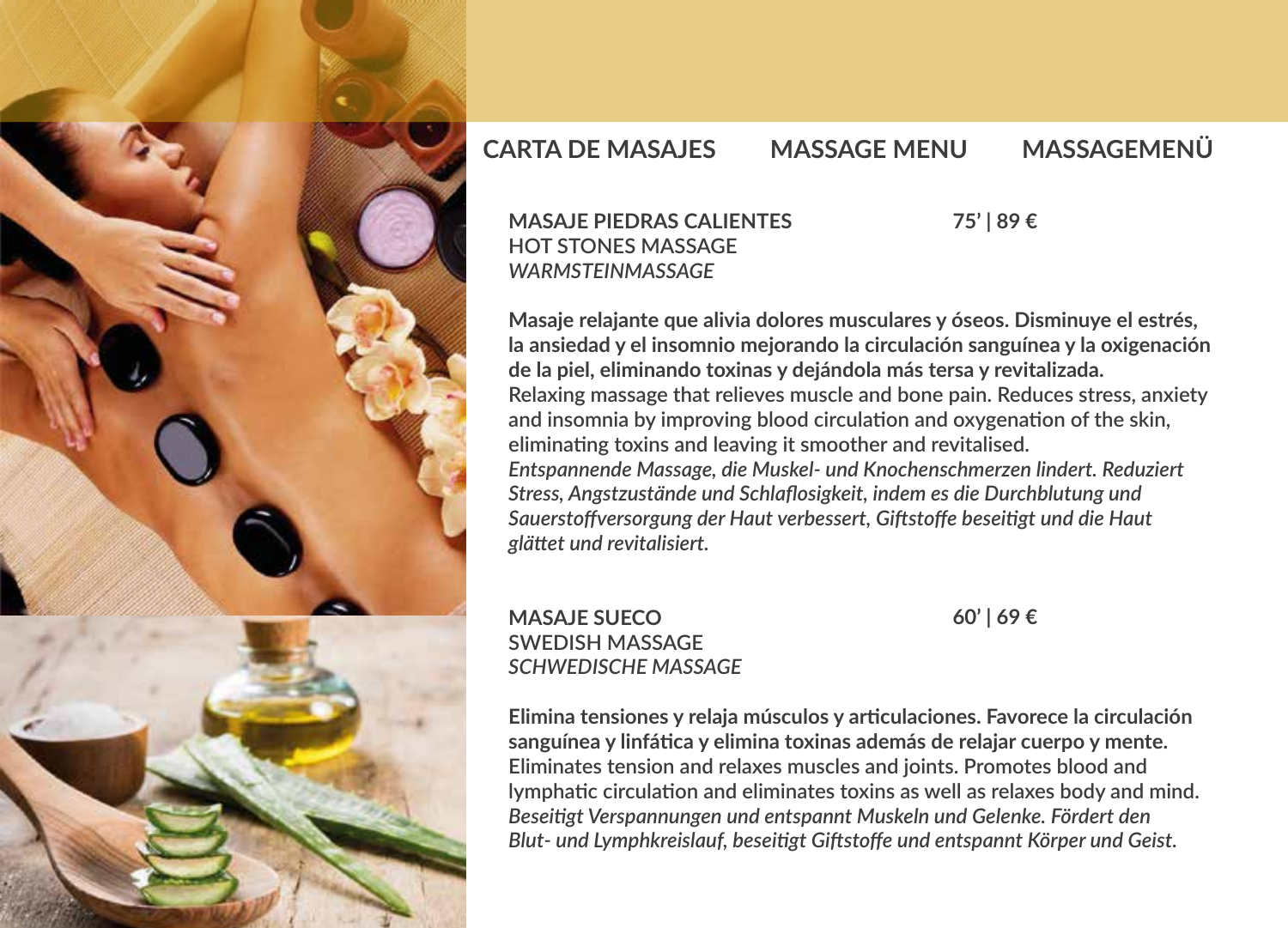## CARTA DE MASAJES  MASSAGE MENU  MASSAGEMENÜ

**MASAJE PIEDRAS CALIENTES** **75' | 89 €**
HOT STONES MASSAGE
*WARMSTEINMASSAGE*

**Masaje relajante que alivia dolores musculares y óseos. Disminuye el estrés, la ansiedad y el insomnio mejorando la circulación sanguínea y la oxigenación de la piel, eliminando toxinas y dejándola más tersa y revitalizada.**
Relaxing massage that relieves muscle and bone pain. Reduces stress, anxiety and insomnia by improving blood circulation and oxygenation of the skin, eliminating toxins and leaving it smoother and revitalised.
*Entspannende Massage, die Muskel- und Knochenschmerzen lindert. Reduziert Stress, Angstzustände und Schlaflosigkeit, indem es die Durchblutung und Sauerstoffversorgung der Haut verbessert, Giftstoffe beseitigt und die Haut glättet und revitalisiert.*

**MASAJE SUECO** **60' | 69 €**
SWEDISH MASSAGE
*SCHWEDISCHE MASSAGE*

**Elimina tensiones y relaja músculos y articulaciones. Favorece la circulación sanguínea y linfática y elimina toxinas además de relajar cuerpo y mente.**
Eliminates tension and relaxes muscles and joints. Promotes blood and lymphatic circulation and eliminates toxins as well as relaxes body and mind.
*Beseitigt Verspannungen und entspannt Muskeln und Gelenke. Fördert den Blut- und Lymphkreislauf, beseitigt Giftstoffe und entspannt Körper und Geist.*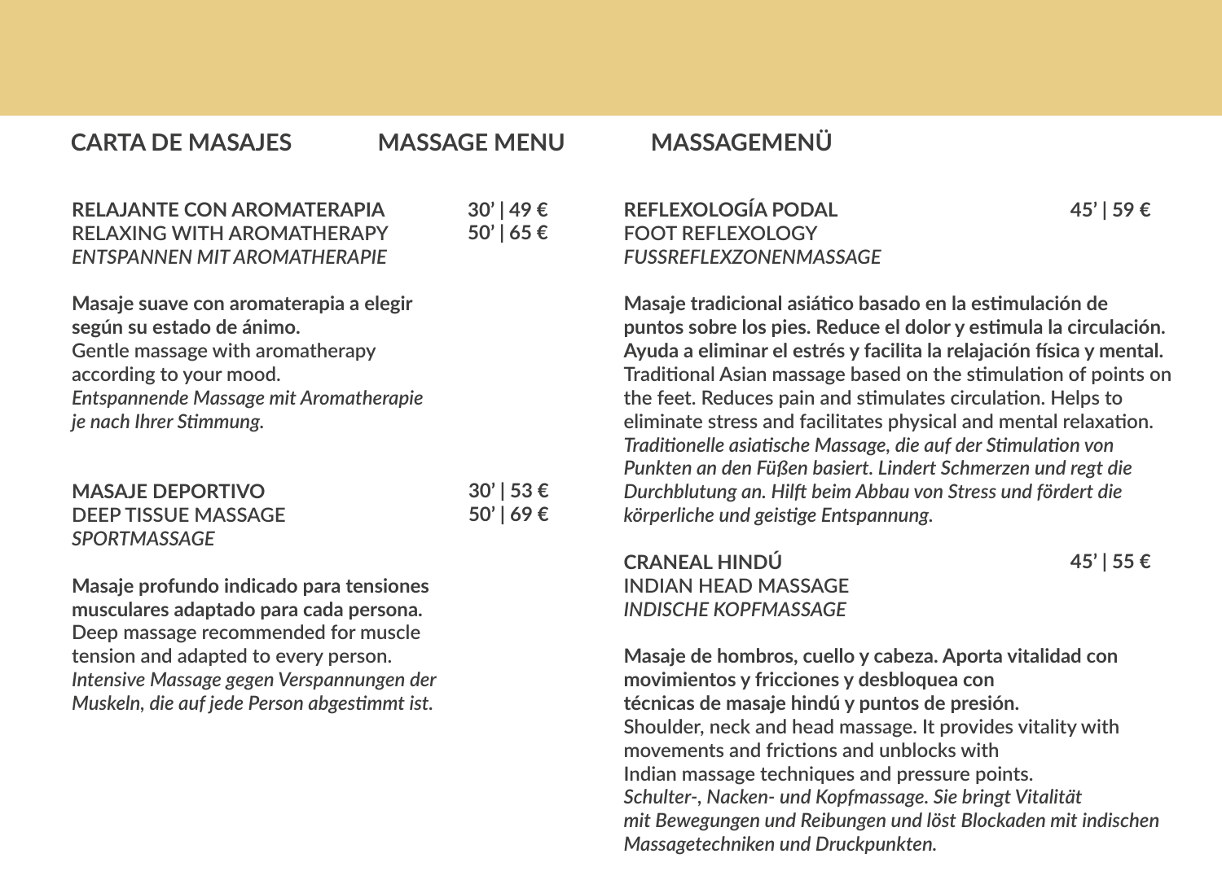## CARTA DE MASAJES / MASSAGE MENU / MASSAGEMENÜ

**RELAJANTE CON AROMATERAPIA**
RELAXING WITH AROMATHERAPY
*ENTSPANNEN MIT AROMATHERAPIE*

**30’ | 49 €**
**50’ | 65 €**

**Masaje suave con aromaterapia a elegir según su estado de ánimo.**
Gentle massage with aromatherapy according to your mood.
*Entspannende Massage mit Aromatherapie je nach Ihrer Stimmung.*

**MASAJE DEPORTIVO**
DEEP TISSUE MASSAGE
*SPORTMASSAGE*

**30’ | 53 €**
**50’ | 69 €**

**Masaje profundo indicado para tensiones musculares adaptado para cada persona.**
Deep massage recommended for muscle tension and adapted to every person.
*Intensive Massage gegen Verspannungen der Muskeln, die auf jede Person abgestimmt ist.*

**REFLEXOLOGÍA PODAL**
FOOT REFLEXOLOGY
*FUSSREFLEXZONENMASSAGE*

**45’ | 59 €**

**Masaje tradicional asiático basado en la estimulación de puntos sobre los pies. Reduce el dolor y estimula la circulación. Ayuda a eliminar el estrés y facilita la relajación física y mental.**
Traditional Asian massage based on the stimulation of points on the feet. Reduces pain and stimulates circulation. Helps to eliminate stress and facilitates physical and mental relaxation.
*Traditionelle asiatische Massage, die auf der Stimulation von Punkten an den Füßen basiert. Lindert Schmerzen und regt die Durchblutung an. Hilft beim Abbau von Stress und fördert die körperliche und geistige Entspannung.*

**CRANEAL HINDÚ**
INDIAN HEAD MASSAGE
*INDISCHE KOPFMASSAGE*

**45’ | 55 €**

**Masaje de hombros, cuello y cabeza. Aporta vitalidad con movimientos y fricciones y desbloquea con técnicas de masaje hindú y puntos de presión.**
Shoulder, neck and head massage. It provides vitality with movements and frictions and unblocks with Indian massage techniques and pressure points.
*Schulter-, Nacken- und Kopfmassage. Sie bringt Vitalität mit Bewegungen und Reibungen und löst Blockaden mit indischen Massagetechniken und Druckpunkten.*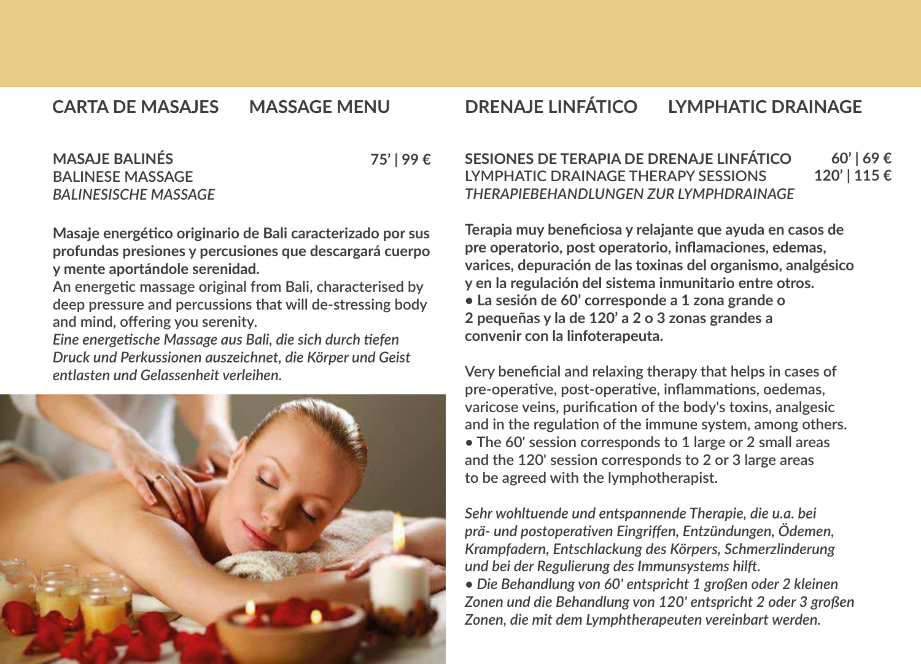## CARTA DE MASAJES MASSAGE MENU

**MASAJE BALINÉS** **75' | 99 €**
BALINESE MASSAGE
*BALINESISCHE MASSAGE*

**Masaje energético originario de Bali caracterizado por sus profundas presiones y percusiones que descargará cuerpo y mente aportándole serenidad.**
An energetic massage original from Bali, characterised by deep pressure and percussions that will de-stressing body and mind, offering you serenity.
*Eine energetische Massage aus Bali, die sich durch tiefen Druck und Perkussionen auszeichnet, die Körper und Geist entlasten und Gelassenheit verleihen.*

## DRENAJE LINFÁTICO LYMPHATIC DRAINAGE

**SESIONES DE TERAPIA DE DRENAJE LINFÁTICO** **60' | 69 €**
LYMPHATIC DRAINAGE THERAPY SESSIONS **120' | 115 €**
*THERAPIEBEHANDLUNGEN ZUR LYMPHDRAINAGE*

**Terapia muy beneficiosa y relajante que ayuda en casos de pre operatorio, post operatorio, inflamaciones, edemas, varices, depuración de las toxinas del organismo, analgésico y en la regulación del sistema inmunitario entre otros.**
**• La sesión de 60' corresponde a 1 zona grande o 2 pequeñas y la de 120' a 2 o 3 zonas grandes a convenir con la linfoterapeuta.**

Very beneficial and relaxing therapy that helps in cases of pre-operative, post-operative, inflammations, oedemas, varicose veins, purification of the body's toxins, analgesic and in the regulation of the immune system, among others.
• The 60' session corresponds to 1 large or 2 small areas and the 120' session corresponds to 2 or 3 large areas to be agreed with the lymphotherapist.

*Sehr wohltuende und entspannende Therapie, die u.a. bei prä- und postoperativen Eingriffen, Entzündungen, Ödemen, Krampfadern, Entschlackung des Körpers, Schmerzlinderung und bei der Regulierung des Immunsystems hilft.*
*• Die Behandlung von 60' entspricht 1 großen oder 2 kleinen Zonen und die Behandlung von 120' entspricht 2 oder 3 großen Zonen, die mit dem Lymphtherapeuten vereinbart werden.*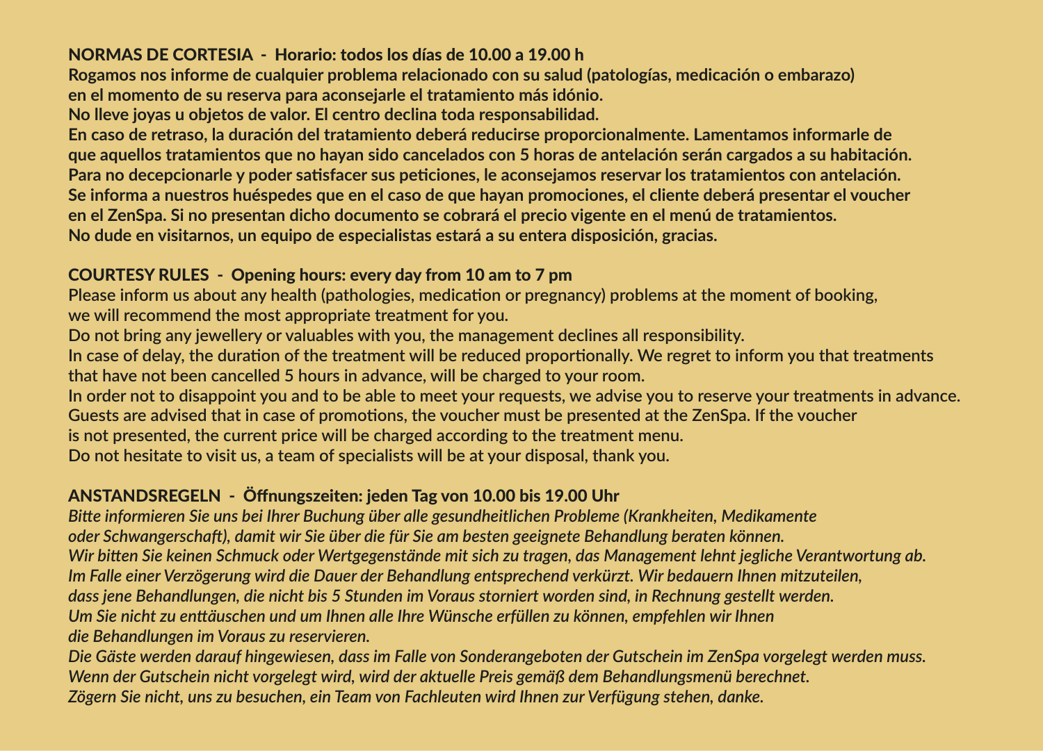## NORMAS DE CORTESIA - Horario: todos los días de 10.00 a 19.00 h

**Rogamos nos informe de cualquier problema relacionado con su salud (patologías, medicación o embarazo) en el momento de su reserva para aconsejarle el tratamiento más idónio.**
**No lleve joyas u objetos de valor. El centro declina toda responsabilidad.**
**En caso de retraso, la duración del tratamiento deberá reducirse proporcionalmente. Lamentamos informarle de que aquellos tratamientos que no hayan sido cancelados con 5 horas de antelación serán cargados a su habitación.**
**Para no decepcionarle y poder satisfacer sus peticiones, le aconsejamos reservar los tratamientos con antelación.**
**Se informa a nuestros huéspedes que en el caso de que hayan promociones, el cliente deberá presentar el voucher en el ZenSpa. Si no presentan dicho documento se cobrará el precio vigente en el menú de tratamientos.**
**No dude en visitarnos, un equipo de especialistas estará a su entera disposición, gracias.**

## COURTESY RULES - Opening hours: every day from 10 am to 7 pm

**Please inform us about any health (pathologies, medication or pregnancy) problems at the moment of booking, we will recommend the most appropriate treatment for you.**
**Do not bring any jewellery or valuables with you, the management declines all responsibility.**
**In case of delay, the duration of the treatment will be reduced proportionally. We regret to inform you that treatments that have not been cancelled 5 hours in advance, will be charged to your room.**
**In order not to disappoint you and to be able to meet your requests, we advise you to reserve your treatments in advance.**
**Guests are advised that in case of promotions, the voucher must be presented at the ZenSpa. If the voucher is not presented, the current price will be charged according to the treatment menu.**
**Do not hesitate to visit us, a team of specialists will be at your disposal, thank you.**

## ANSTANDSREGELN - Öffnungszeiten: jeden Tag von 10.00 bis 19.00 Uhr

***Bitte informieren Sie uns bei Ihrer Buchung über alle gesundheitlichen Probleme (Krankheiten, Medikamente oder Schwangerschaft), damit wir Sie über die für Sie am besten geeignete Behandlung beraten können.***
***Wir bitten Sie keinen Schmuck oder Wertgegenstände mit sich zu tragen, das Management lehnt jegliche Verantwortung ab.***
***Im Falle einer Verzögerung wird die Dauer der Behandlung entsprechend verkürzt. Wir bedauern Ihnen mitzuteilen, dass jene Behandlungen, die nicht bis 5 Stunden im Voraus storniert worden sind, in Rechnung gestellt werden.***
***Um Sie nicht zu enttäuschen und um Ihnen alle Ihre Wünsche erfüllen zu können, empfehlen wir Ihnen die Behandlungen im Voraus zu reservieren.***
***Die Gäste werden darauf hingewiesen, dass im Falle von Sonderangeboten der Gutschein im ZenSpa vorgelegt werden muss. Wenn der Gutschein nicht vorgelegt wird, wird der aktuelle Preis gemäß dem Behandlungsmenü berechnet.***
***Zögern Sie nicht, uns zu besuchen, ein Team von Fachleuten wird Ihnen zur Verfügung stehen, danke.***